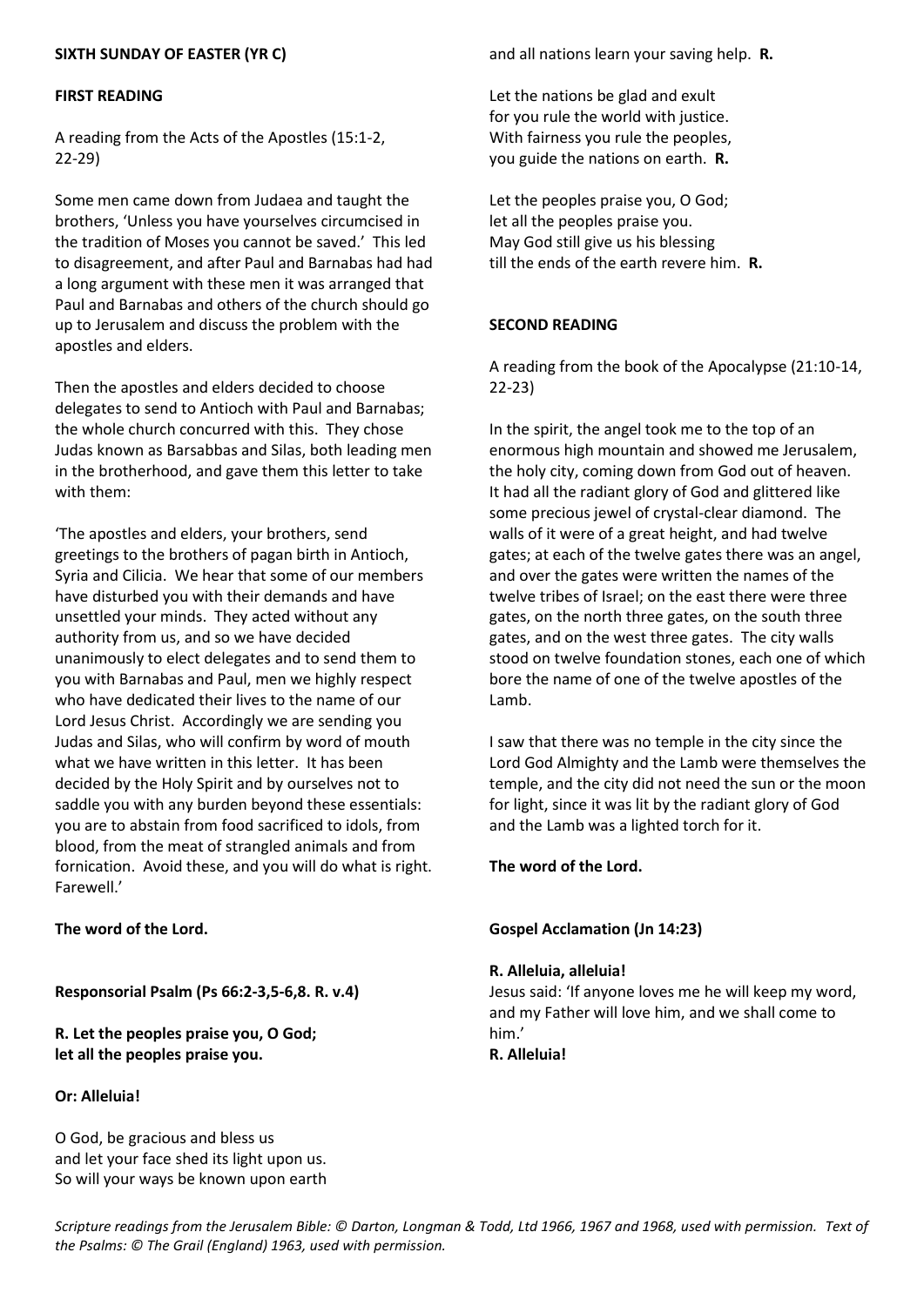**SIXTH SUNDAY OF EASTER (YR C)**

**FIRST READING**

A reading from the Acts of the Apostles (15:1-2, 22-29)

Some men came down from Judaea and taught the brothers, 'Unless you have yourselves circumcised in the tradition of Moses you cannot be saved.' This led to disagreement, and after Paul and Barnabas had had a long argument with these men it was arranged that Paul and Barnabas and others of the church should go up to Jerusalem and discuss the problem with the apostles and elders.

Then the apostles and elders decided to choose delegates to send to Antioch with Paul and Barnabas; the whole church concurred with this. They chose Judas known as Barsabbas and Silas, both leading men in the brotherhood, and gave them this letter to take with them:

'The apostles and elders, your brothers, send greetings to the brothers of pagan birth in Antioch, Syria and Cilicia. We hear that some of our members have disturbed you with their demands and have unsettled your minds. They acted without any authority from us, and so we have decided unanimously to elect delegates and to send them to you with Barnabas and Paul, men we highly respect who have dedicated their lives to the name of our Lord Jesus Christ. Accordingly we are sending you Judas and Silas, who will confirm by word of mouth what we have written in this letter. It has been decided by the Holy Spirit and by ourselves not to saddle you with any burden beyond these essentials: you are to abstain from food sacrificed to idols, from blood, from the meat of strangled animals and from fornication. Avoid these, and you will do what is right. Farewell.'

**The word of the Lord.**

**Responsorial Psalm (Ps 66:2-3,5-6,8. R. v.4)**

**R. Let the peoples praise you, O God;
let all the peoples praise you.**

**Or: Alleluia!**

O God, be gracious and bless us
and let your face shed its light upon us.
So will your ways be known upon earth
and all nations learn your saving help. **R.**

Let the nations be glad and exult
for you rule the world with justice.
With fairness you rule the peoples,
you guide the nations on earth. **R.**

Let the peoples praise you, O God;
let all the peoples praise you.
May God still give us his blessing
till the ends of the earth revere him. **R.**

**SECOND READING**

A reading from the book of the Apocalypse (21:10-14, 22-23)

In the spirit, the angel took me to the top of an enormous high mountain and showed me Jerusalem, the holy city, coming down from God out of heaven. It had all the radiant glory of God and glittered like some precious jewel of crystal-clear diamond. The walls of it were of a great height, and had twelve gates; at each of the twelve gates there was an angel, and over the gates were written the names of the twelve tribes of Israel; on the east there were three gates, on the north three gates, on the south three gates, and on the west three gates. The city walls stood on twelve foundation stones, each one of which bore the name of one of the twelve apostles of the Lamb.

I saw that there was no temple in the city since the Lord God Almighty and the Lamb were themselves the temple, and the city did not need the sun or the moon for light, since it was lit by the radiant glory of God and the Lamb was a lighted torch for it.

**The word of the Lord.**

**Gospel Acclamation (Jn 14:23)**

**R. Alleluia, alleluia!**
Jesus said: 'If anyone loves me he will keep my word, and my Father will love him, and we shall come to him.'
**R. Alleluia!**

*Scripture readings from the Jerusalem Bible: © Darton, Longman & Todd, Ltd 1966, 1967 and 1968, used with permission. Text of the Psalms: © The Grail (England) 1963, used with permission.*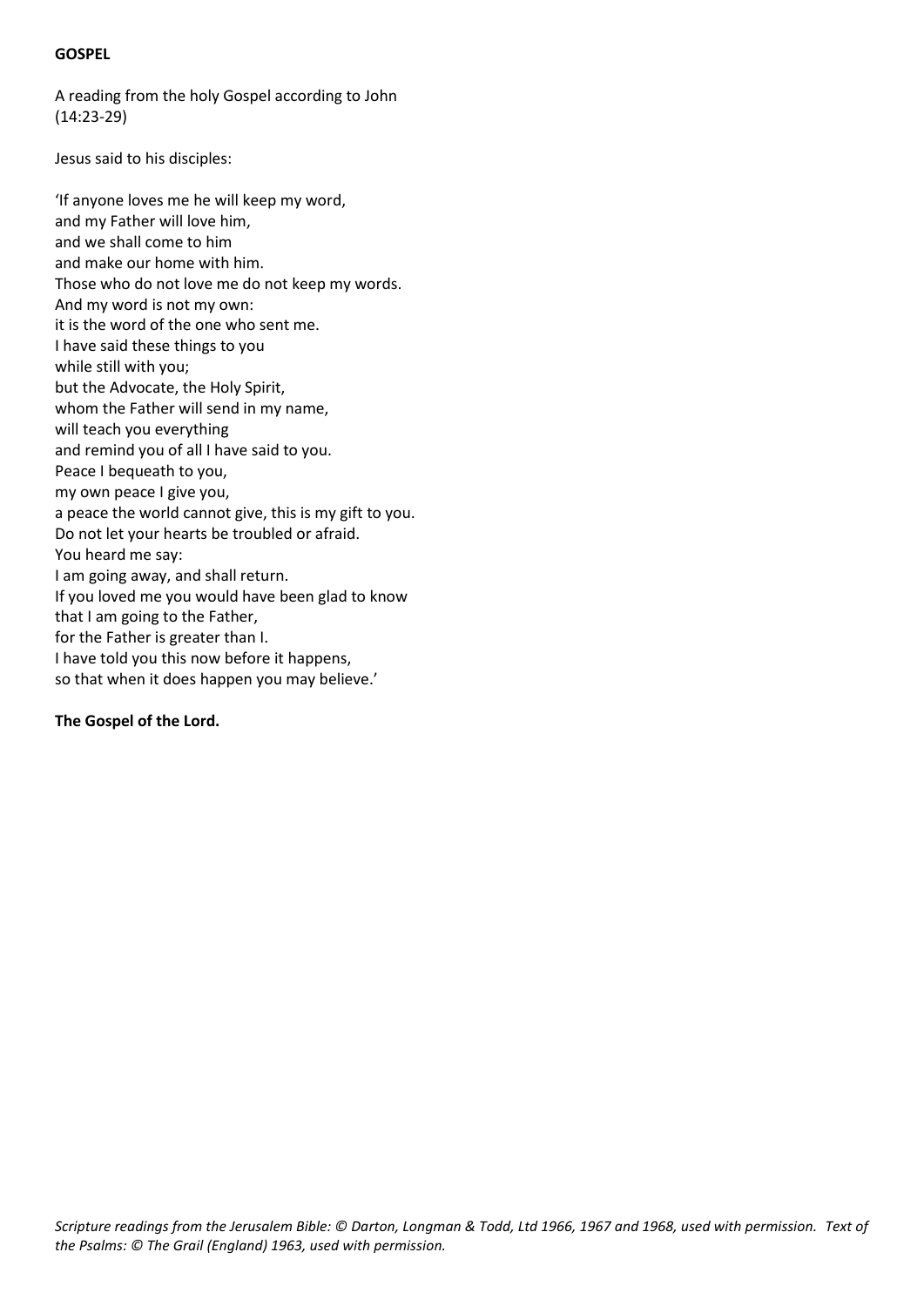**GOSPEL**

A reading from the holy Gospel according to John (14:23-29)

Jesus said to his disciples:

'If anyone loves me he will keep my word,
and my Father will love him,
and we shall come to him
and make our home with him.
Those who do not love me do not keep my words.
And my word is not my own:
it is the word of the one who sent me.
I have said these things to you
while still with you;
but the Advocate, the Holy Spirit,
whom the Father will send in my name,
will teach you everything
and remind you of all I have said to you.
Peace I bequeath to you,
my own peace I give you,
a peace the world cannot give, this is my gift to you.
Do not let your hearts be troubled or afraid.
You heard me say:
I am going away, and shall return.
If you loved me you would have been glad to know
that I am going to the Father,
for the Father is greater than I.
I have told you this now before it happens,
so that when it does happen you may believe.'

**The Gospel of the Lord.**

*Scripture readings from the Jerusalem Bible: © Darton, Longman & Todd, Ltd 1966, 1967 and 1968, used with permission. Text of the Psalms: © The Grail (England) 1963, used with permission.*